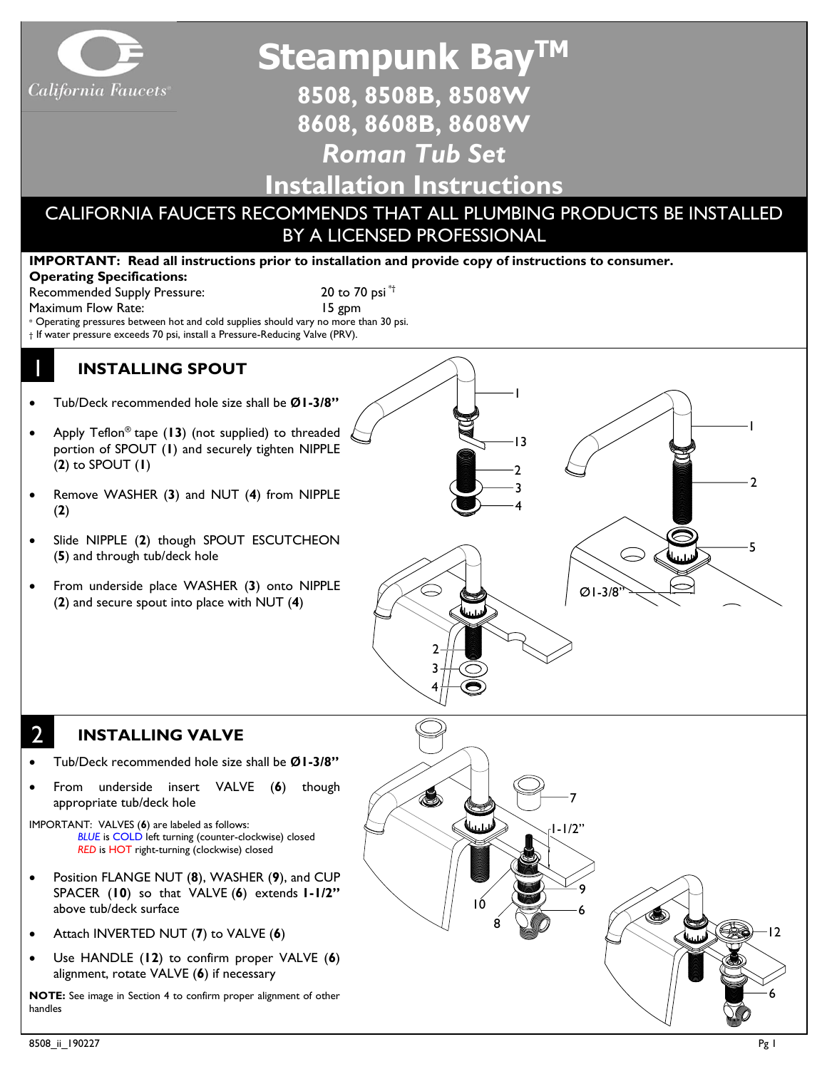# Steampunk Bay™

## 8508, 8508B, 8508W
## 8608, 8608B, 8608W
## *Roman Tub Set*
## Installation Instructions

CALIFORNIA FAUCETS RECOMMENDS THAT ALL PLUMBING PRODUCTS BE INSTALLED BY A LICENSED PROFESSIONAL

**IMPORTANT: Read all instructions prior to installation and provide copy of instructions to consumer.**

**Operating Specifications:**

| | |
|---|---|
| Recommended Supply Pressure: | 20 to 70 psi *† |
| Maximum Flow Rate: | 15 gpm |

\* Operating pressures between hot and cold supplies should vary no more than 30 psi.

† If water pressure exceeds 70 psi, install a Pressure-Reducing Valve (PRV).

## 1 INSTALLING SPOUT

- Tub/Deck recommended hole size shall be **Ø1-3/8"**
- Apply Teflon® tape (**13**) (not supplied) to threaded portion of SPOUT (**1**) and securely tighten NIPPLE (**2**) to SPOUT (**1**)
- Remove WASHER (**3**) and NUT (**4**) from NIPPLE (**2**)
- Slide NIPPLE (**2**) though SPOUT ESCUTCHEON (**5**) and through tub/deck hole
- From underside place WASHER (**3**) onto NIPPLE (**2**) and secure spout into place with NUT (**4**)

1
13
2
3
4
1
2
5
Ø1-3/8"
2
3
4

## 2 INSTALLING VALVE

- Tub/Deck recommended hole size shall be **Ø1-3/8"**
- From underside insert VALVE (**6**) though appropriate tub/deck hole

IMPORTANT: VALVES (**6**) are labeled as follows:
*BLUE* is COLD left turning (counter-clockwise) closed
*RED* is HOT right-turning (clockwise) closed

- Position FLANGE NUT (**8**), WASHER (**9**), and CUP SPACER (**10**) so that VALVE (**6**) extends **1-1/2"** above tub/deck surface
- Attach INVERTED NUT (**7**) to VALVE (**6**)
- Use HANDLE (**12**) to confirm proper VALVE (**6**) alignment, rotate VALVE (**6**) if necessary

**NOTE:** See image in Section 4 to confirm proper alignment of other handles

7
1-1/2"
9
10
6
8
12
6

8508_ii_190227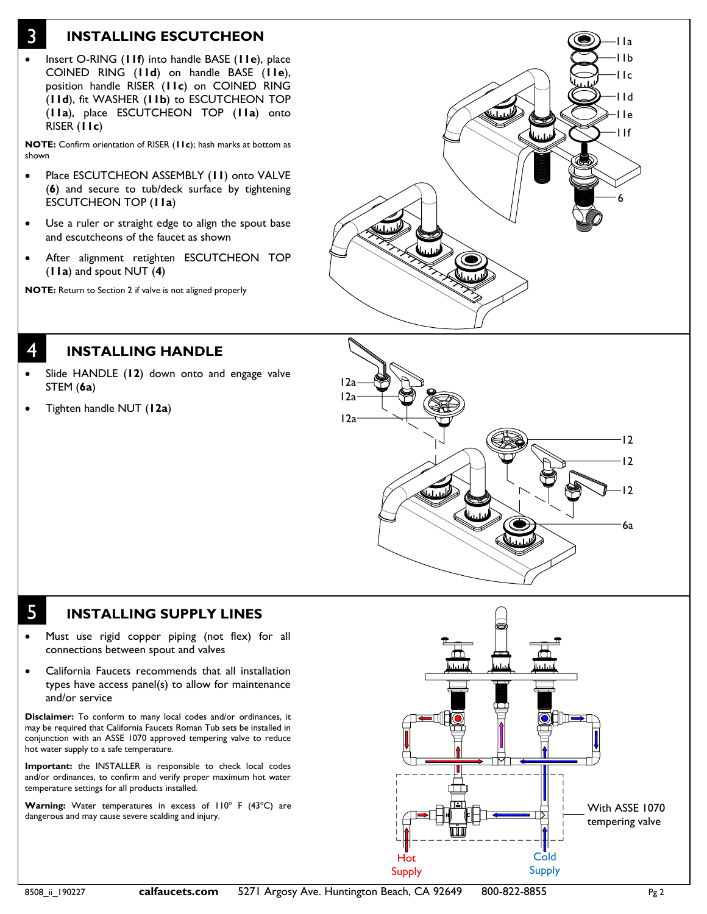## 3 INSTALLING ESCUTCHEON

- Insert O-RING (**11f**) into handle BASE (**11e**), place COINED RING (**11d**) on handle BASE (**11e**), position handle RISER (**11c**) on COINED RING (**11d**), fit WASHER (**11b**) to ESCUTCHEON TOP (**11a**), place ESCUTCHEON TOP (**11a**) onto RISER (**11c**)

**NOTE:** Confirm orientation of RISER (**11c**); hash marks at bottom as shown

- Place ESCUTCHEON ASSEMBLY (**11**) onto VALVE (**6**) and secure to tub/deck surface by tightening ESCUTCHEON TOP (**11a**)
- Use a ruler or straight edge to align the spout base and escutcheons of the faucet as shown
- After alignment retighten ESCUTCHEON TOP (**11a**) and spout NUT (**4**)

**NOTE:** Return to Section 2 if valve is not aligned properly

11a
11b
11c
11d
11e
11f
6

## 4 INSTALLING HANDLE

- Slide HANDLE (**12**) down onto and engage valve STEM (**6a**)
- Tighten handle NUT (**12a**)

12a
12a
12a
12
12
12
6a

## 5 INSTALLING SUPPLY LINES

- Must use rigid copper piping (not flex) for all connections between spout and valves
- California Faucets recommends that all installation types have access panel(s) to allow for maintenance and/or service

**Disclaimer:** To conform to many local codes and/or ordinances, it may be required that California Faucets Roman Tub sets be installed in conjunction with an ASSE 1070 approved tempering valve to reduce hot water supply to a safe temperature.

**Important:** the INSTALLER is responsible to check local codes and/or ordinances, to confirm and verify proper maximum hot water temperature settings for all products installed.

**Warning:** Water temperatures in excess of 110° F (43°C) are dangerous and may cause severe scalding and injury.

With ASSE 1070 tempering valve
Hot Supply
Cold Supply